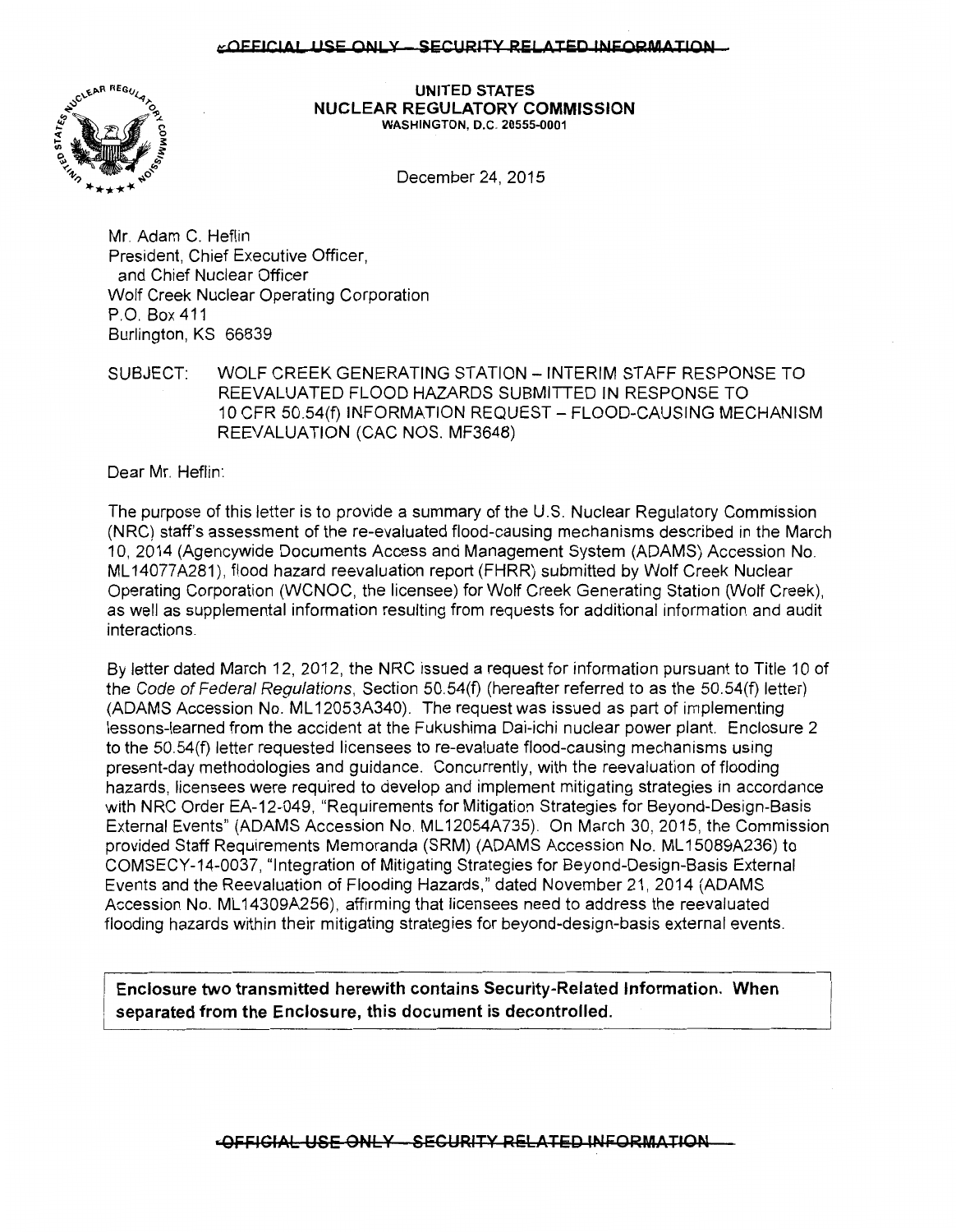OFFICIAL USE ONLY – SECURITY RELATED INFORMATION

UNITED STATES
NUCLEAR REGULATORY COMMISSION
WASHINGTON, D.C. 20555-0001

December 24, 2015

Mr. Adam C. Heflin
President, Chief Executive Officer,
and Chief Nuclear Officer
Wolf Creek Nuclear Operating Corporation
P.O. Box 411
Burlington, KS 66839

SUBJECT: WOLF CREEK GENERATING STATION – INTERIM STAFF RESPONSE TO REEVALUATED FLOOD HAZARDS SUBMITTED IN RESPONSE TO 10 CFR 50.54(f) INFORMATION REQUEST – FLOOD-CAUSING MECHANISM REEVALUATION (CAC NOS. MF3648)

Dear Mr. Heflin:

The purpose of this letter is to provide a summary of the U.S. Nuclear Regulatory Commission (NRC) staff's assessment of the re-evaluated flood-causing mechanisms described in the March 10, 2014 (Agencywide Documents Access and Management System (ADAMS) Accession No. ML14077A281), flood hazard reevaluation report (FHRR) submitted by Wolf Creek Nuclear Operating Corporation (WCNOC, the licensee) for Wolf Creek Generating Station (Wolf Creek), as well as supplemental information resulting from requests for additional information and audit interactions.

By letter dated March 12, 2012, the NRC issued a request for information pursuant to Title 10 of the *Code of Federal Regulations*, Section 50.54(f) (hereafter referred to as the 50.54(f) letter) (ADAMS Accession No. ML12053A340). The request was issued as part of implementing lessons-learned from the accident at the Fukushima Dai-ichi nuclear power plant. Enclosure 2 to the 50.54(f) letter requested licensees to re-evaluate flood-causing mechanisms using present-day methodologies and guidance. Concurrently, with the reevaluation of flooding hazards, licensees were required to develop and implement mitigating strategies in accordance with NRC Order EA-12-049, "Requirements for Mitigation Strategies for Beyond-Design-Basis External Events" (ADAMS Accession No. ML12054A735). On March 30, 2015, the Commission provided Staff Requirements Memoranda (SRM) (ADAMS Accession No. ML15089A236) to COMSECY-14-0037, "Integration of Mitigating Strategies for Beyond-Design-Basis External Events and the Reevaluation of Flooding Hazards," dated November 21, 2014 (ADAMS Accession No. ML14309A256), affirming that licensees need to address the reevaluated flooding hazards within their mitigating strategies for beyond-design-basis external events.

**Enclosure two transmitted herewith contains Security-Related Information. When separated from the Enclosure, this document is decontrolled.**

OFFICIAL USE ONLY – SECURITY RELATED INFORMATION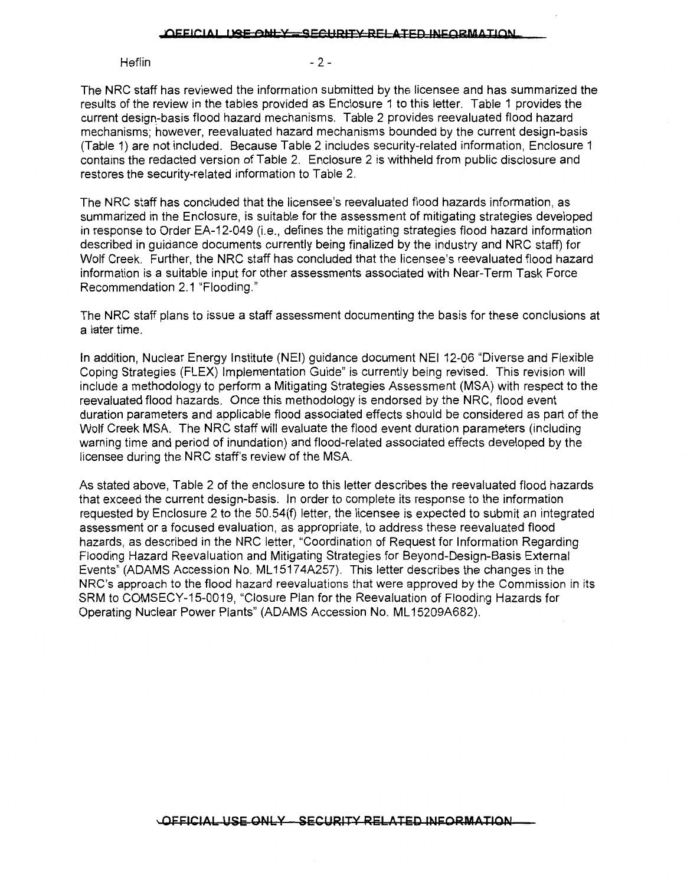The NRC staff has reviewed the information submitted by the licensee and has summarized the results of the review in the tables provided as Enclosure 1 to this letter. Table 1 provides the current design-basis flood hazard mechanisms. Table 2 provides reevaluated flood hazard mechanisms; however, reevaluated hazard mechanisms bounded by the current design-basis (Table 1) are not included. Because Table 2 includes security-related information, Enclosure 1 contains the redacted version of Table 2. Enclosure 2 is withheld from public disclosure and restores the security-related information to Table 2.

The NRC staff has concluded that the licensee's reevaluated flood hazards information, as summarized in the Enclosure, is suitable for the assessment of mitigating strategies developed in response to Order EA-12-049 (i.e., defines the mitigating strategies flood hazard information described in guidance documents currently being finalized by the industry and NRC staff) for Wolf Creek. Further, the NRC staff has concluded that the licensee's reevaluated flood hazard information is a suitable input for other assessments associated with Near-Term Task Force Recommendation 2.1 "Flooding."

The NRC staff plans to issue a staff assessment documenting the basis for these conclusions at a later time.

In addition, Nuclear Energy Institute (NEI) guidance document NEI 12-06 "Diverse and Flexible Coping Strategies (FLEX) Implementation Guide" is currently being revised. This revision will include a methodology to perform a Mitigating Strategies Assessment (MSA) with respect to the reevaluated flood hazards. Once this methodology is endorsed by the NRC, flood event duration parameters and applicable flood associated effects should be considered as part of the Wolf Creek MSA. The NRC staff will evaluate the flood event duration parameters (including warning time and period of inundation) and flood-related associated effects developed by the licensee during the NRC staff's review of the MSA.

As stated above, Table 2 of the enclosure to this letter describes the reevaluated flood hazards that exceed the current design-basis. In order to complete its response to the information requested by Enclosure 2 to the 50.54(f) letter, the licensee is expected to submit an integrated assessment or a focused evaluation, as appropriate, to address these reevaluated flood hazards, as described in the NRC letter, "Coordination of Request for Information Regarding Flooding Hazard Reevaluation and Mitigating Strategies for Beyond-Design-Basis External Events" (ADAMS Accession No. ML15174A257). This letter describes the changes in the NRC's approach to the flood hazard reevaluations that were approved by the Commission in its SRM to COMSECY-15-0019, "Closure Plan for the Reevaluation of Flooding Hazards for Operating Nuclear Power Plants" (ADAMS Accession No. ML15209A682).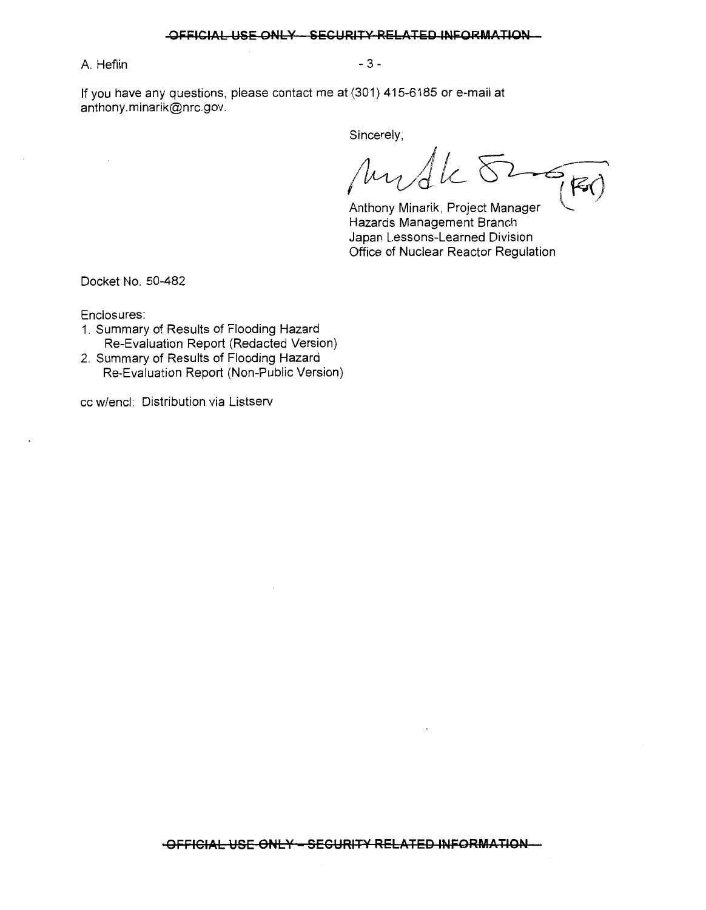If you have any questions, please contact me at (301) 415-6185 or e-mail at anthony.minarik@nrc.gov.

Sincerely,

Anthony Minarik, Project Manager
Hazards Management Branch
Japan Lessons-Learned Division
Office of Nuclear Reactor Regulation

Docket No. 50-482

Enclosures:

1. Summary of Results of Flooding Hazard Re-Evaluation Report (Redacted Version)
2. Summary of Results of Flooding Hazard Re-Evaluation Report (Non-Public Version)

cc w/encl: Distribution via Listserv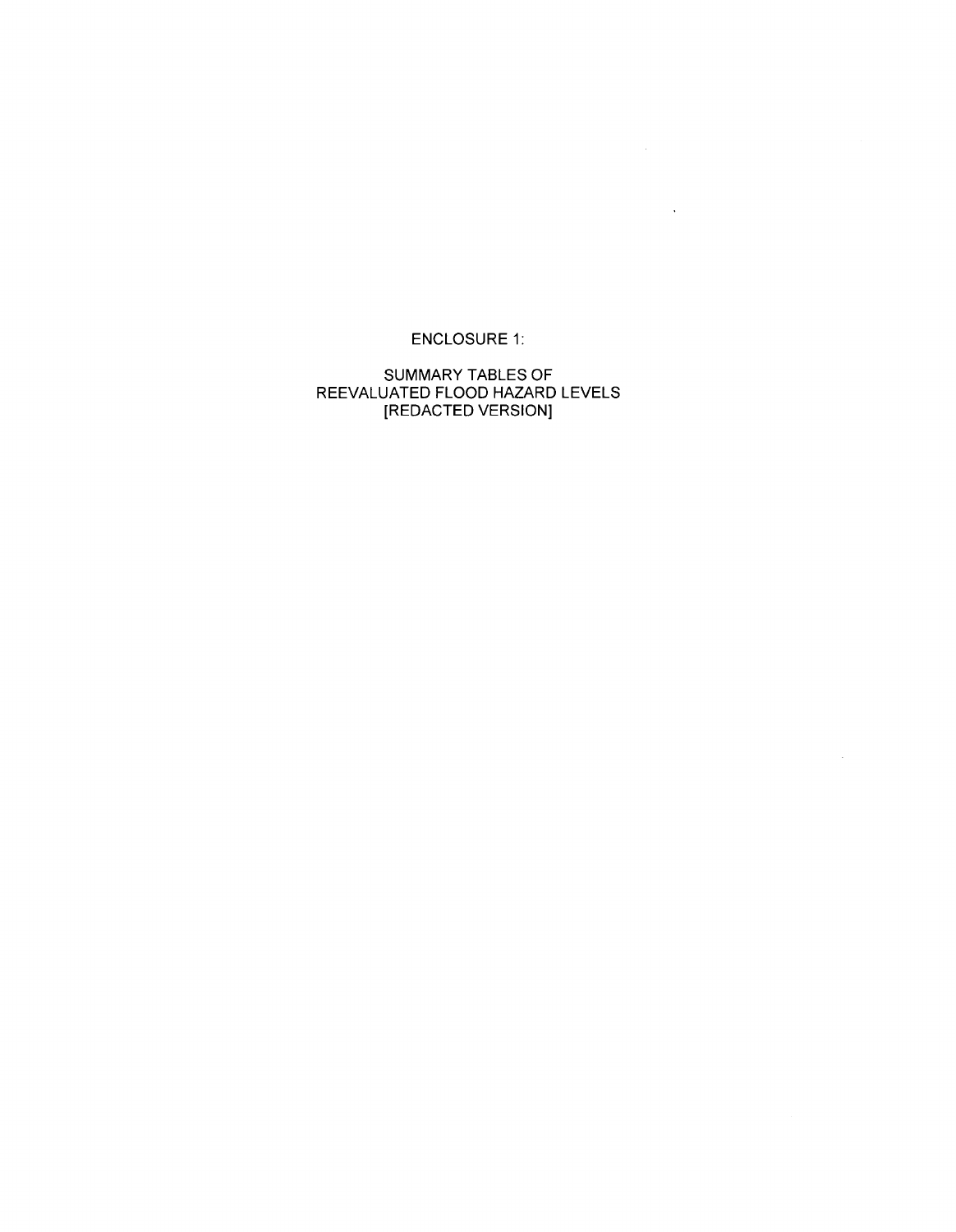ENCLOSURE 1:

SUMMARY TABLES OF
REEVALUATED FLOOD HAZARD LEVELS
[REDACTED VERSION]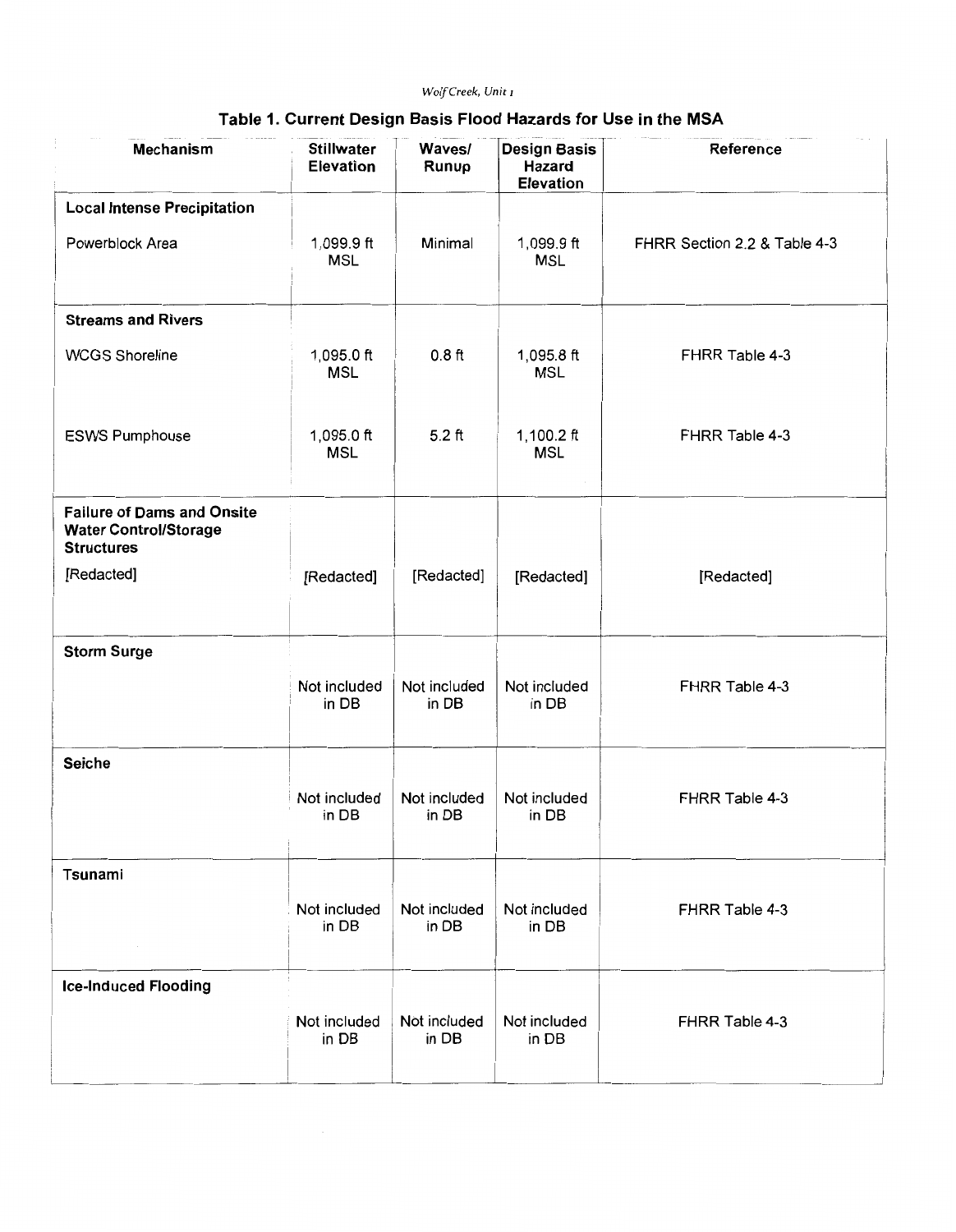## Table 1. Current Design Basis Flood Hazards for Use in the MSA

| Mechanism | Stillwater Elevation | Waves/ Runup | Design Basis Hazard Elevation | Reference |
|---|---|---|---|---|
| **Local Intense Precipitation** | | | | |
| Powerblock Area | 1,099.9 ft MSL | Minimal | 1,099.9 ft MSL | FHRR Section 2.2 & Table 4-3 |
| **Streams and Rivers** | | | | |
| WCGS Shoreline | 1,095.0 ft MSL | 0.8 ft | 1,095.8 ft MSL | FHRR Table 4-3 |
| ESWS Pumphouse | 1,095.0 ft MSL | 5.2 ft | 1,100.2 ft MSL | FHRR Table 4-3 |
| **Failure of Dams and Onsite Water Control/Storage Structures** | | | | |
| [Redacted] | [Redacted] | [Redacted] | [Redacted] | [Redacted] |
| **Storm Surge** | | | | |
| | Not included in DB | Not included in DB | Not included in DB | FHRR Table 4-3 |
| **Seiche** | | | | |
| | Not included in DB | Not included in DB | Not included in DB | FHRR Table 4-3 |
| **Tsunami** | | | | |
| | Not included in DB | Not included in DB | Not included in DB | FHRR Table 4-3 |
| **Ice-Induced Flooding** | | | | |
| | Not included in DB | Not included in DB | Not included in DB | FHRR Table 4-3 |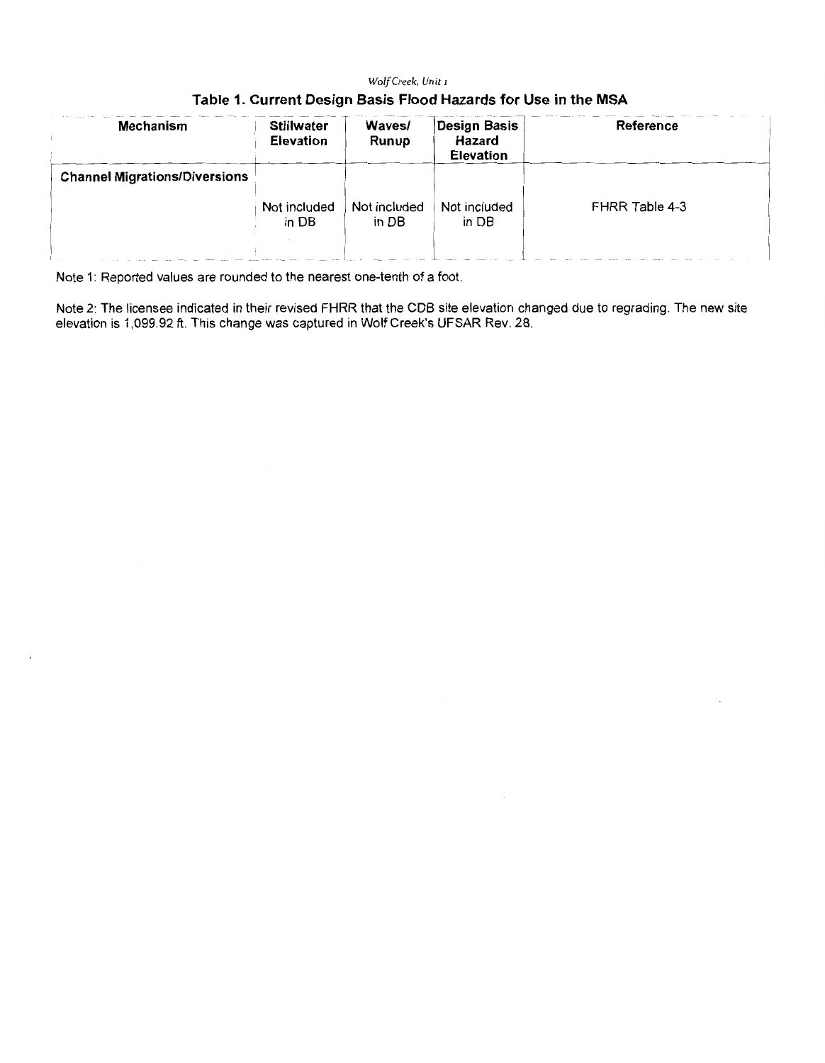Wolf Creek, Unit 1

## Table 1. Current Design Basis Flood Hazards for Use in the MSA

| Mechanism | Stillwater Elevation | Waves/ Runup | Design Basis Hazard Elevation | Reference |
|---|---|---|---|---|
| **Channel Migrations/Diversions** | | | | |
| | Not included in DB | Not included in DB | Not included in DB | FHRR Table 4-3 |

Note 1: Reported values are rounded to the nearest one-tenth of a foot.

Note 2: The licensee indicated in their revised FHRR that the CDB site elevation changed due to regrading. The new site elevation is 1,099.92 ft. This change was captured in Wolf Creek's UFSAR Rev. 28.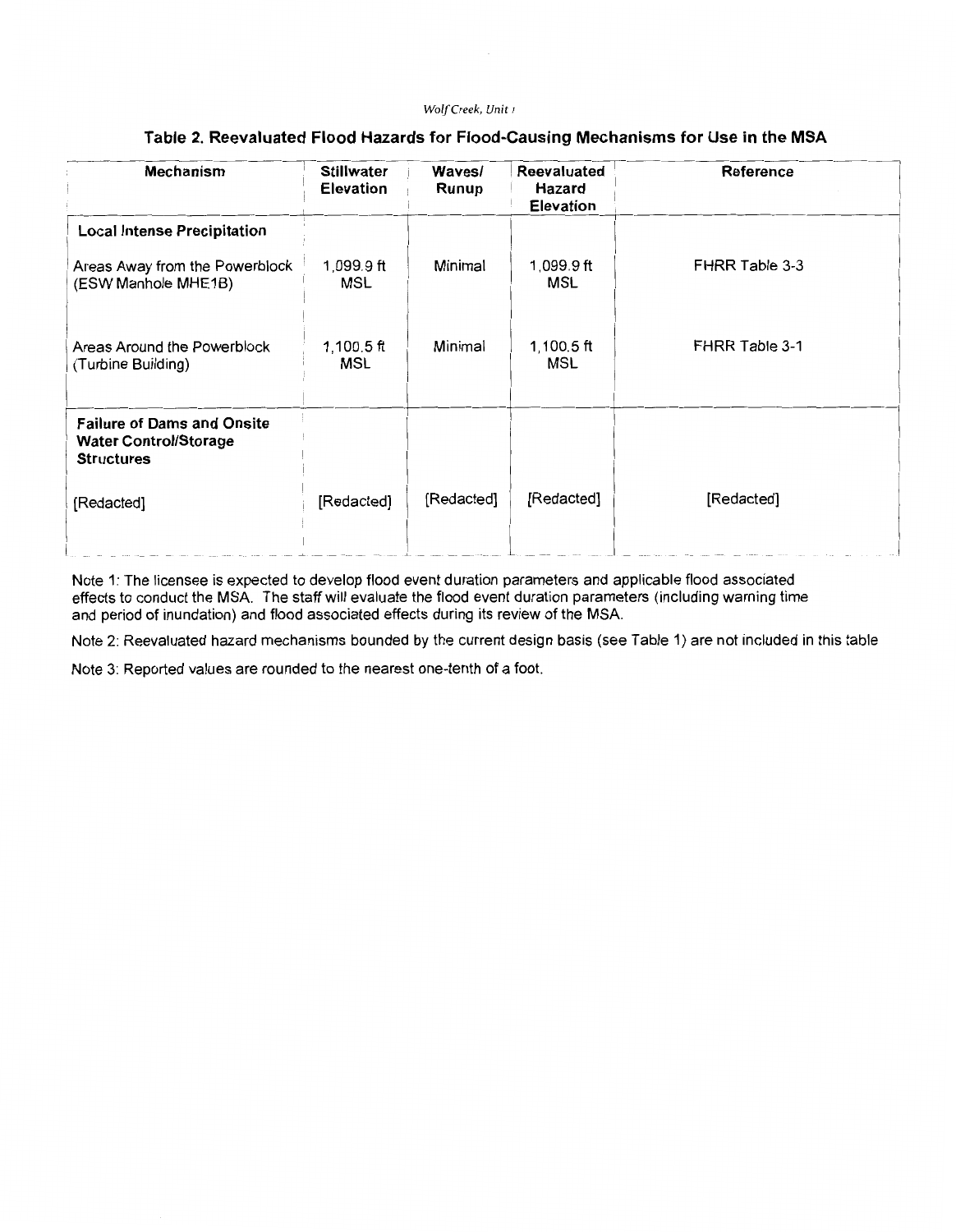## Table 2. Reevaluated Flood Hazards for Flood-Causing Mechanisms for Use in the MSA

| Mechanism | Stillwater Elevation | Waves/ Runup | Reevaluated Hazard Elevation | Reference |
|---|---|---|---|---|
| **Local Intense Precipitation** | | | | |
| Areas Away from the Powerblock (ESW Manhole MHE1B) | 1,099.9 ft MSL | Minimal | 1,099.9 ft MSL | FHRR Table 3-3 |
| Areas Around the Powerblock (Turbine Building) | 1,100.5 ft MSL | Minimal | 1,100.5 ft MSL | FHRR Table 3-1 |
| **Failure of Dams and Onsite Water Control/Storage Structures** | | | | |
| [Redacted] | [Redacted] | [Redacted] | [Redacted] | [Redacted] |

Note 1: The licensee is expected to develop flood event duration parameters and applicable flood associated effects to conduct the MSA. The staff will evaluate the flood event duration parameters (including warning time and period of inundation) and flood associated effects during its review of the MSA.

Note 2: Reevaluated hazard mechanisms bounded by the current design basis (see Table 1) are not included in this table

Note 3: Reported values are rounded to the nearest one-tenth of a foot.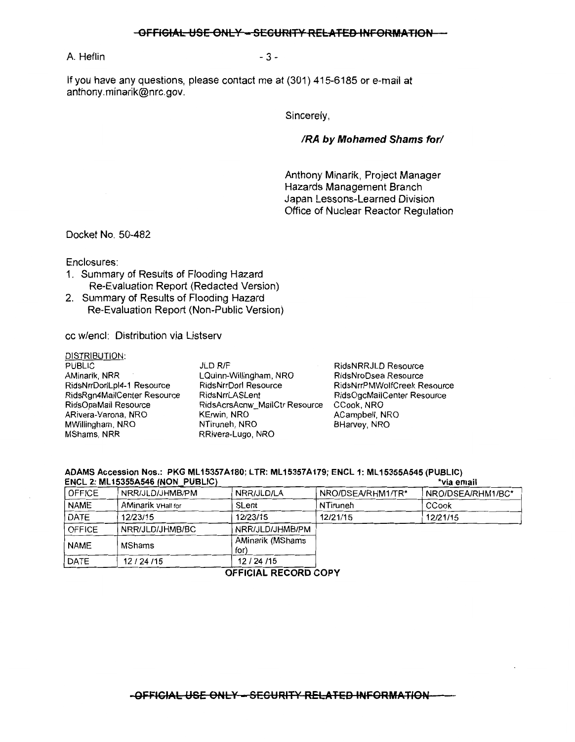If you have any questions, please contact me at (301) 415-6185 or e-mail at anthony.minarik@nrc.gov.

Sincerely,

***/RA by Mohamed Shams for/***

Anthony Minarik, Project Manager
Hazards Management Branch
Japan Lessons-Learned Division
Office of Nuclear Reactor Regulation

Docket No. 50-482

Enclosures:

1. Summary of Results of Flooding Hazard Re-Evaluation Report (Redacted Version)
2. Summary of Results of Flooding Hazard Re-Evaluation Report (Non-Public Version)

cc w/encl: Distribution via Listserv

DISTRIBUTION:

PUBLIC
AMinarik, NRR
RidsNrrDorlLpl4-1 Resource
RidsRgn4MailCenter Resource
RidsOpaMail Resource
ARivera-Varona, NRO
MWillingham, NRO
MShams, NRR
JLD R/F
LQuinn-Willingham, NRO
RidsNrrDorl Resource
RidsNrrLASLent
RidsAcrsAcnw_MailCtr Resource
KErwin, NRO
NTiruneh, NRO
RRivera-Lugo, NRO
RidsNRRJLD Resource
RidsNroDsea Resource
RidsNrrPMWolfCreek Resource
RidsOgcMailCenter Resource
CCook, NRO
ACampbell, NRO
BHarvey, NRO

**ADAMS Accession Nos.: PKG ML15357A180; LTR: ML15357A179; ENCL 1: ML15355A545 (PUBLIC)**
**ENCL 2: ML15355A546 (NON_PUBLIC)** *via email

| OFFICE | NRR/JLD/JHMB/PM | NRR/JLD/LA | NRO/DSEA/RHM1/TR* | NRO/DSEA/RHM1/BC* |
|---|---|---|---|---|
| NAME | AMinarik VHall for | SLent | NTiruneh | CCook |
| DATE | 12/23/15 | 12/23/15 | 12/21/15 | 12/21/15 |
| OFFICE | NRR/JLD/JHMB/BC | NRR/JLD/JHMB/PM | | |
| NAME | MShams | AMinarik (MShams for) | | |
| DATE | 12 / 24 /15 | 12 / 24 /15 | | |

**OFFICIAL RECORD COPY**